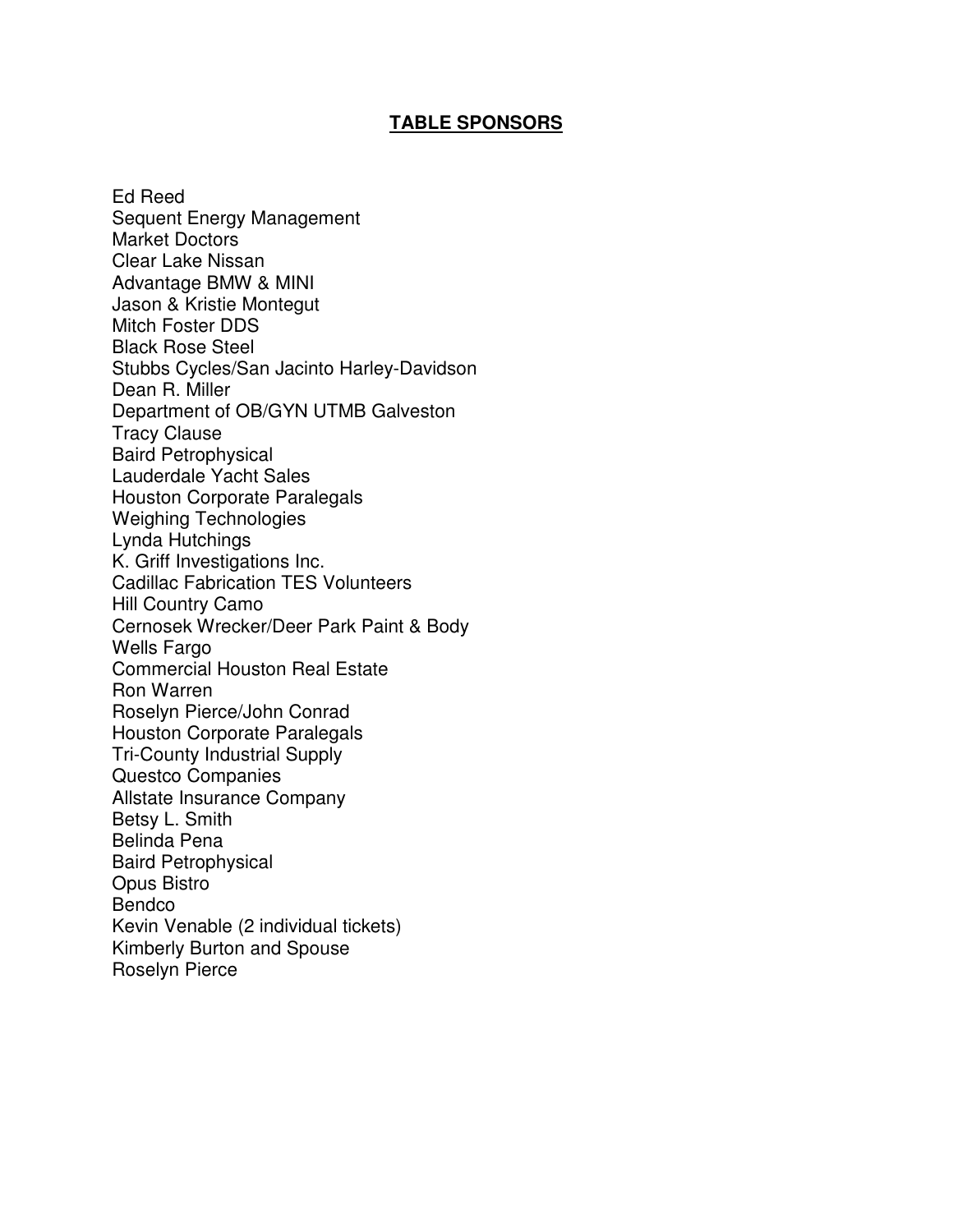## TABLE SPONSORS

Ed Reed
Sequent Energy Management
Market Doctors
Clear Lake Nissan
Advantage BMW & MINI
Jason & Kristie Montegut
Mitch Foster DDS
Black Rose Steel
Stubbs Cycles/San Jacinto Harley-Davidson
Dean R. Miller
Department of OB/GYN UTMB Galveston
Tracy Clause
Baird Petrophysical
Lauderdale Yacht Sales
Houston Corporate Paralegals
Weighing Technologies
Lynda Hutchings
K. Griff Investigations Inc.
Cadillac Fabrication TES Volunteers
Hill Country Camo
Cernosek Wrecker/Deer Park Paint & Body
Wells Fargo
Commercial Houston Real Estate
Ron Warren
Roselyn Pierce/John Conrad
Houston Corporate Paralegals
Tri-County Industrial Supply
Questco Companies
Allstate Insurance Company
Betsy L. Smith
Belinda Pena
Baird Petrophysical
Opus Bistro
Bendco
Kevin Venable (2 individual tickets)
Kimberly Burton and Spouse
Roselyn Pierce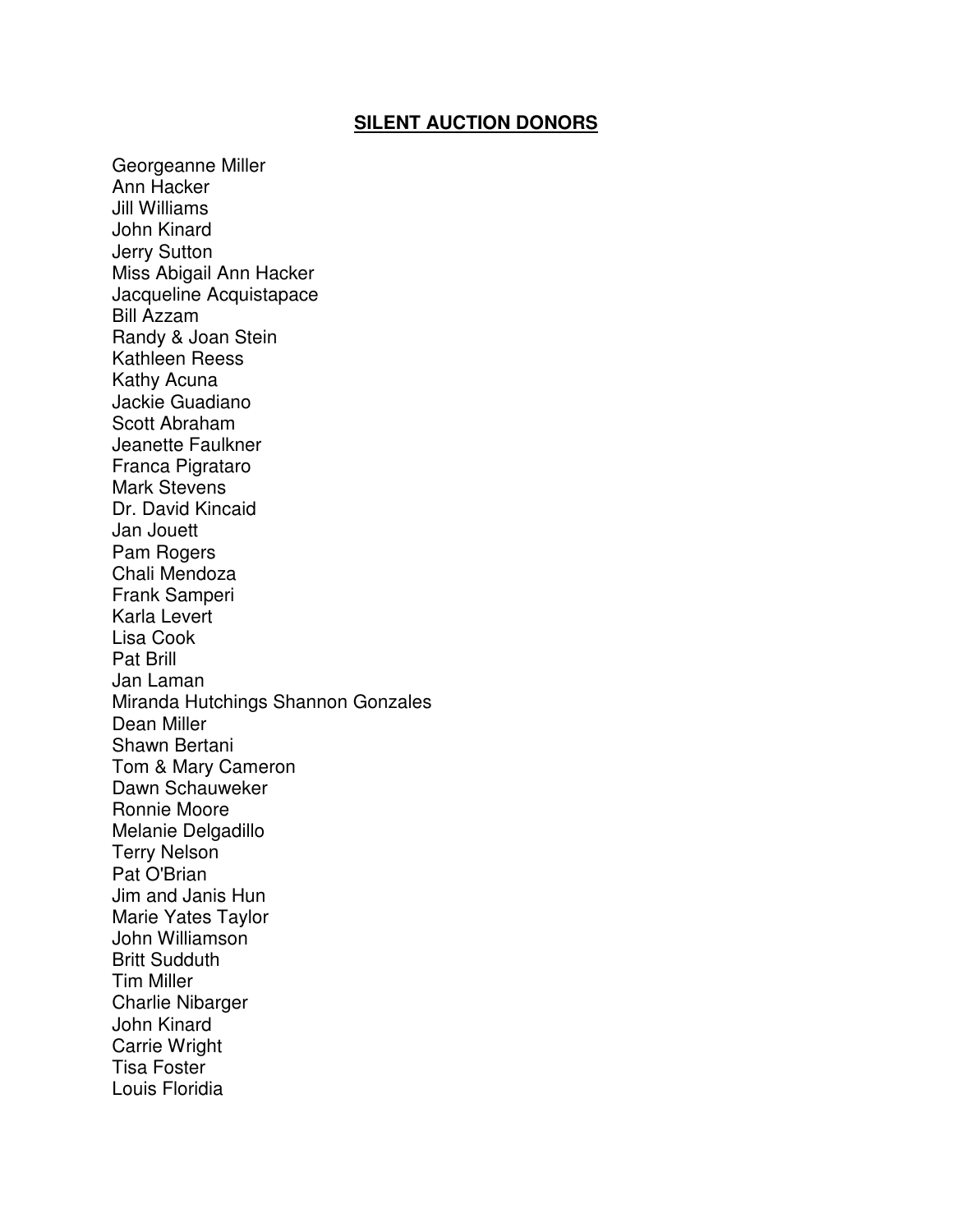## SILENT AUCTION DONORS

Georgeanne Miller
Ann Hacker
Jill Williams
John Kinard
Jerry Sutton
Miss Abigail Ann Hacker
Jacqueline Acquistapace
Bill Azzam
Randy & Joan Stein
Kathleen Reess
Kathy Acuna
Jackie Guadiano
Scott Abraham
Jeanette Faulkner
Franca Pigrataro
Mark Stevens
Dr. David Kincaid
Jan Jouett
Pam Rogers
Chali Mendoza
Frank Samperi
Karla Levert
Lisa Cook
Pat Brill
Jan Laman
Miranda Hutchings Shannon Gonzales
Dean Miller
Shawn Bertani
Tom & Mary Cameron
Dawn Schauweker
Ronnie Moore
Melanie Delgadillo
Terry Nelson
Pat O'Brian
Jim and Janis Hun
Marie Yates Taylor
John Williamson
Britt Sudduth
Tim Miller
Charlie Nibarger
John Kinard
Carrie Wright
Tisa Foster
Louis Floridia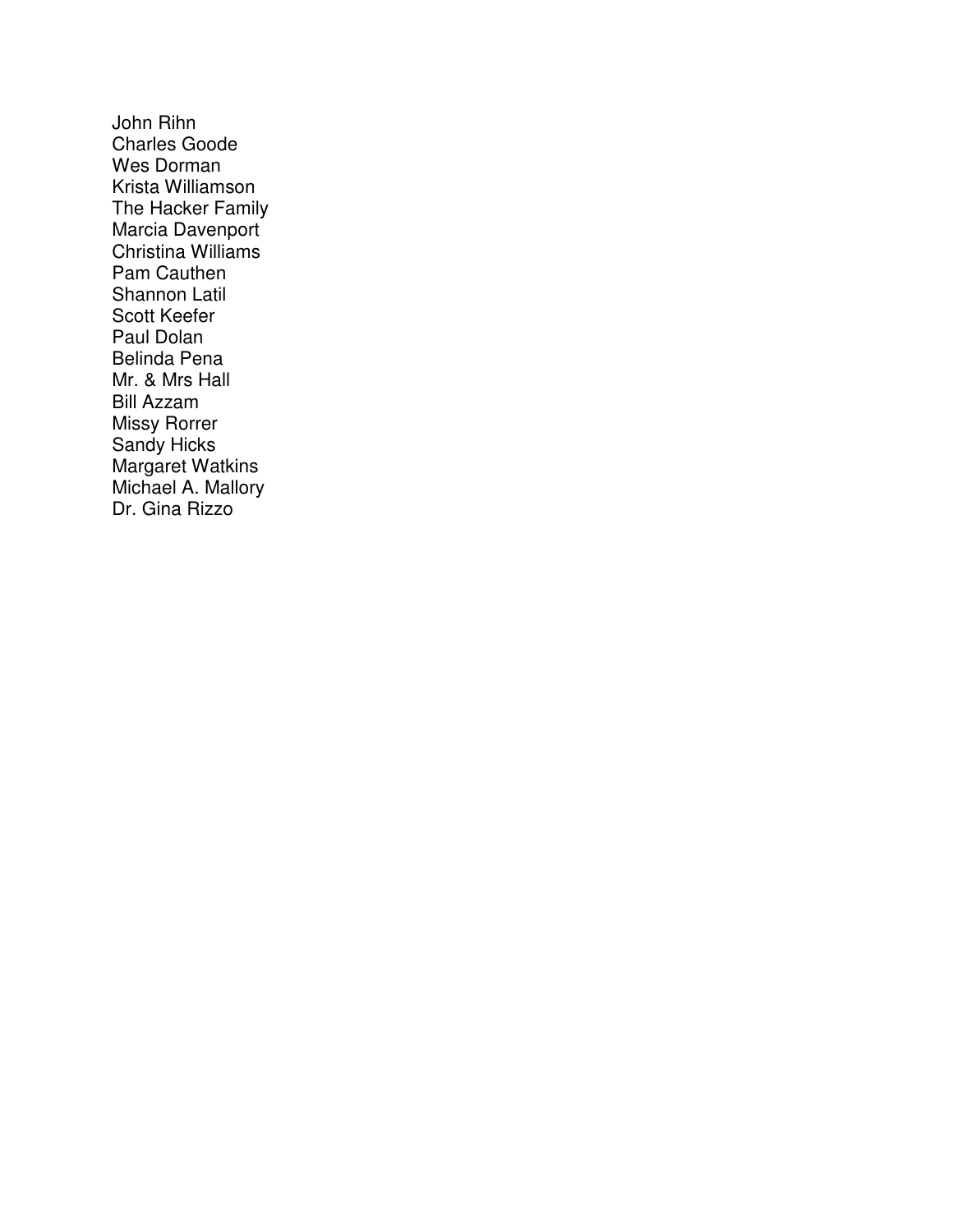John Rihn
Charles Goode
Wes Dorman
Krista Williamson
The Hacker Family
Marcia Davenport
Christina Williams
Pam Cauthen
Shannon Latil
Scott Keefer
Paul Dolan
Belinda Pena
Mr. & Mrs Hall
Bill Azzam
Missy Rorrer
Sandy Hicks
Margaret Watkins
Michael A. Mallory
Dr. Gina Rizzo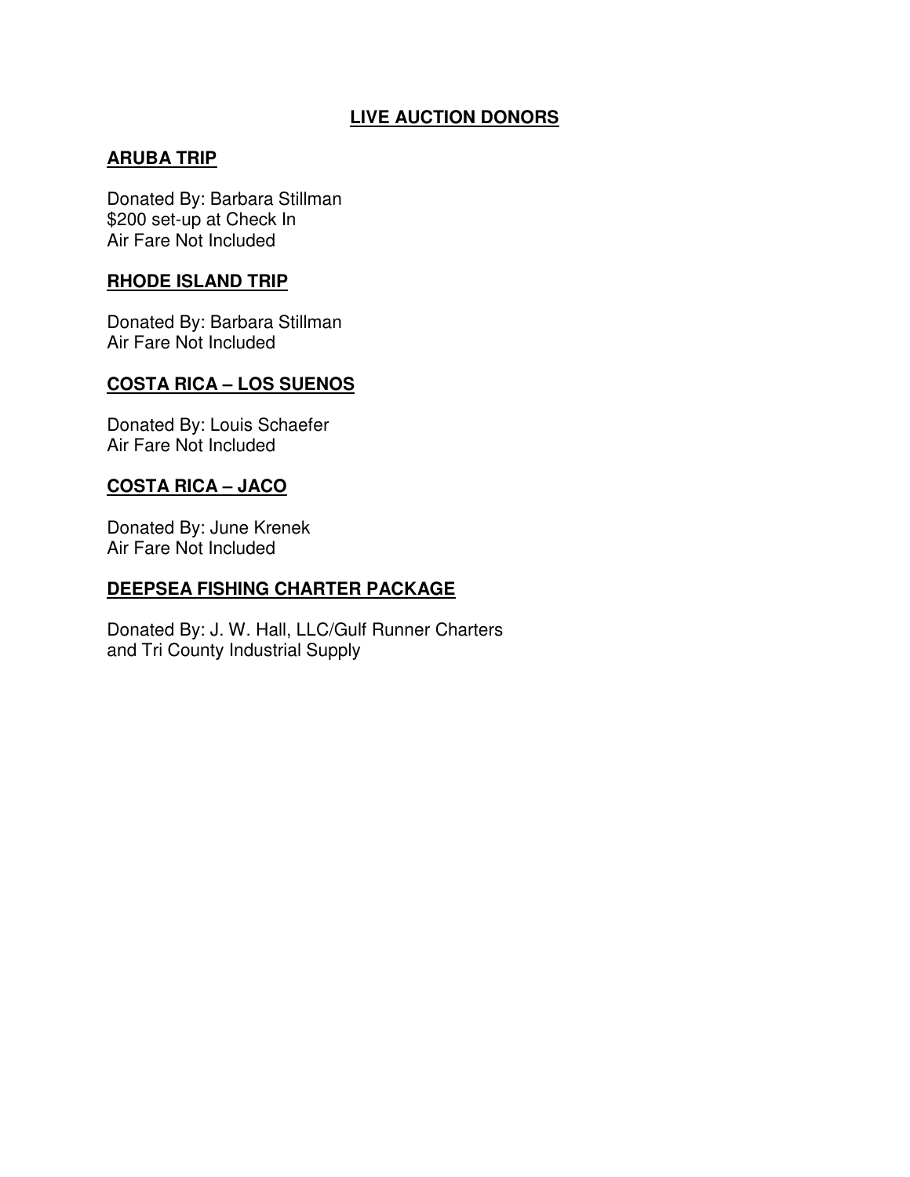# LIVE AUCTION DONORS

## ARUBA TRIP

Donated By: Barbara Stillman
$200 set-up at Check In
Air Fare Not Included

## RHODE ISLAND TRIP

Donated By: Barbara Stillman
Air Fare Not Included

## COSTA RICA – LOS SUENOS

Donated By: Louis Schaefer
Air Fare Not Included

## COSTA RICA – JACO

Donated By: June Krenek
Air Fare Not Included

## DEEPSEA FISHING CHARTER PACKAGE

Donated By: J. W. Hall, LLC/Gulf Runner Charters
and Tri County Industrial Supply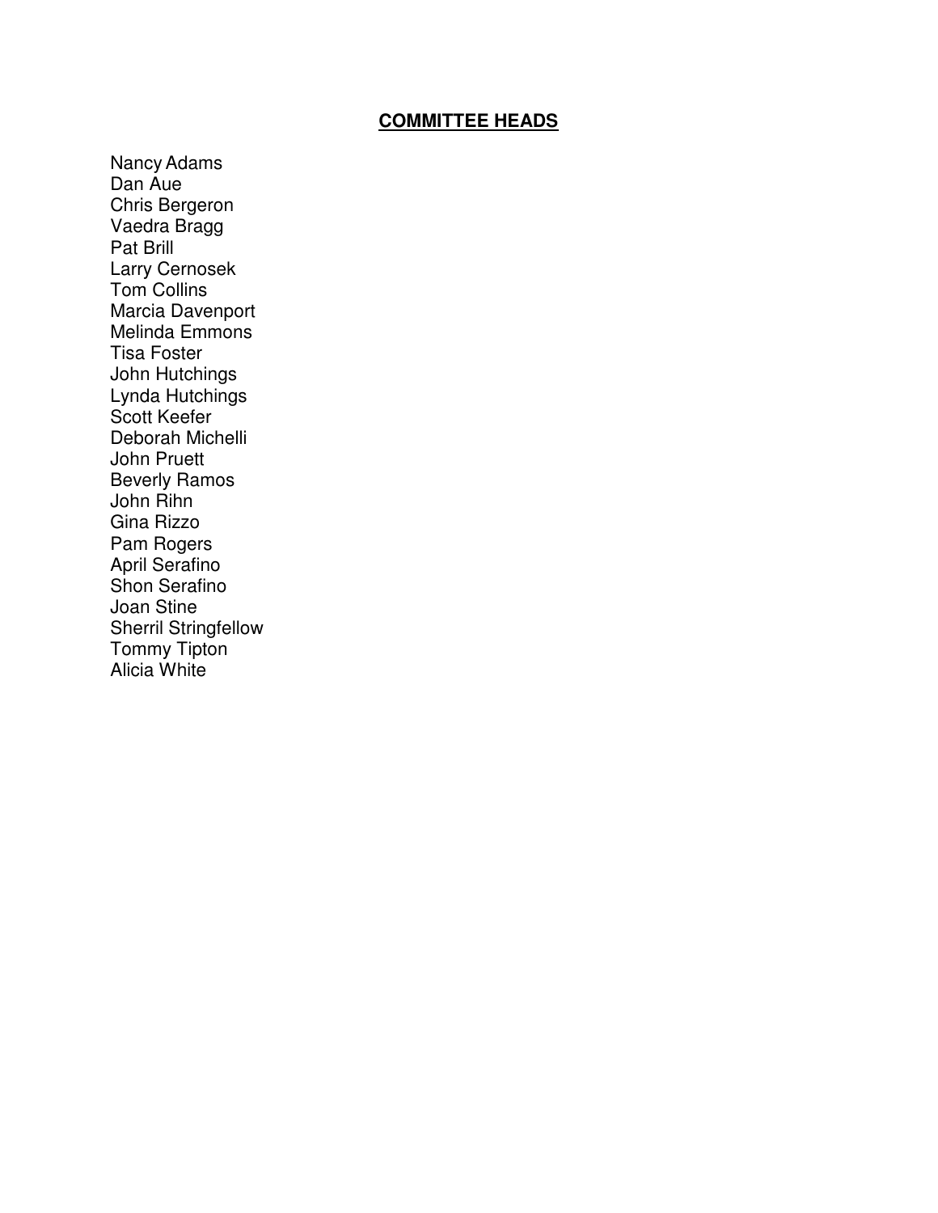## **COMMITTEE HEADS**

Nancy Adams
Dan Aue
Chris Bergeron
Vaedra Bragg
Pat Brill
Larry Cernosek
Tom Collins
Marcia Davenport
Melinda Emmons
Tisa Foster
John Hutchings
Lynda Hutchings
Scott Keefer
Deborah Michelli
John Pruett
Beverly Ramos
John Rihn
Gina Rizzo
Pam Rogers
April Serafino
Shon Serafino
Joan Stine
Sherril Stringfellow
Tommy Tipton
Alicia White